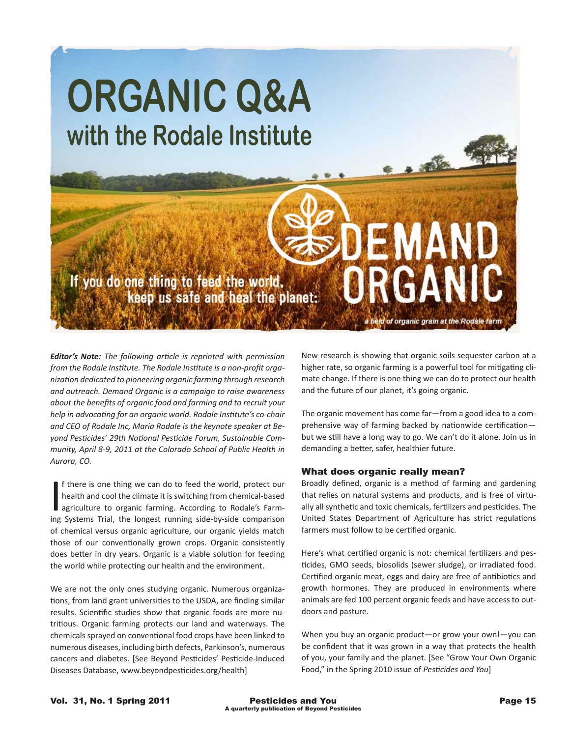# ORGANIC Q&A
## with the Rodale Institute

If you do one thing to feed the world, keep us safe and heal the planet: DEMAND ORGANIC

a field of organic grain at the Rodale farm

***Editor's Note:*** *The following article is reprinted with permission from the Rodale Institute. The Rodale Institute is a non-profit organization dedicated to pioneering organic farming through research and outreach. Demand Organic is a campaign to raise awareness about the benefits of organic food and farming and to recruit your help in advocating for an organic world. Rodale Institute's co-chair and CEO of Rodale Inc, Maria Rodale is the keynote speaker at Beyond Pesticides' 29th National Pesticide Forum, Sustainable Community, April 8-9, 2011 at the Colorado School of Public Health in Aurora, CO.*

If there is one thing we can do to feed the world, protect our health and cool the climate it is switching from chemical-based agriculture to organic farming. According to Rodale's Farming Systems Trial, the longest running side-by-side comparison of chemical versus organic agriculture, our organic yields match those of our conventionally grown crops. Organic consistently does better in dry years. Organic is a viable solution for feeding the world while protecting our health and the environment.

We are not the only ones studying organic. Numerous organizations, from land grant universities to the USDA, are finding similar results. Scientific studies show that organic foods are more nutritious. Organic farming protects our land and waterways. The chemicals sprayed on conventional food crops have been linked to numerous diseases, including birth defects, Parkinson's, numerous cancers and diabetes. [See Beyond Pesticides' Pesticide-Induced Diseases Database, www.beyondpesticides.org/health]

New research is showing that organic soils sequester carbon at a higher rate, so organic farming is a powerful tool for mitigating climate change. If there is one thing we can do to protect our health and the future of our planet, it's going organic.

The organic movement has come far—from a good idea to a comprehensive way of farming backed by nationwide certification—but we still have a long way to go. We can't do it alone. Join us in demanding a better, safer, healthier future.

### What does organic really mean?

Broadly defined, organic is a method of farming and gardening that relies on natural systems and products, and is free of virtually all synthetic and toxic chemicals, fertilizers and pesticides. The United States Department of Agriculture has strict regulations farmers must follow to be certified organic.

Here's what certified organic is not: chemical fertilizers and pesticides, GMO seeds, biosolids (sewer sludge), or irradiated food. Certified organic meat, eggs and dairy are free of antibiotics and growth hormones. They are produced in environments where animals are fed 100 percent organic feeds and have access to outdoors and pasture.

When you buy an organic product—or grow your own!—you can be confident that it was grown in a way that protects the health of you, your family and the planet. [See "Grow Your Own Organic Food," in the Spring 2010 issue of *Pesticides and You*]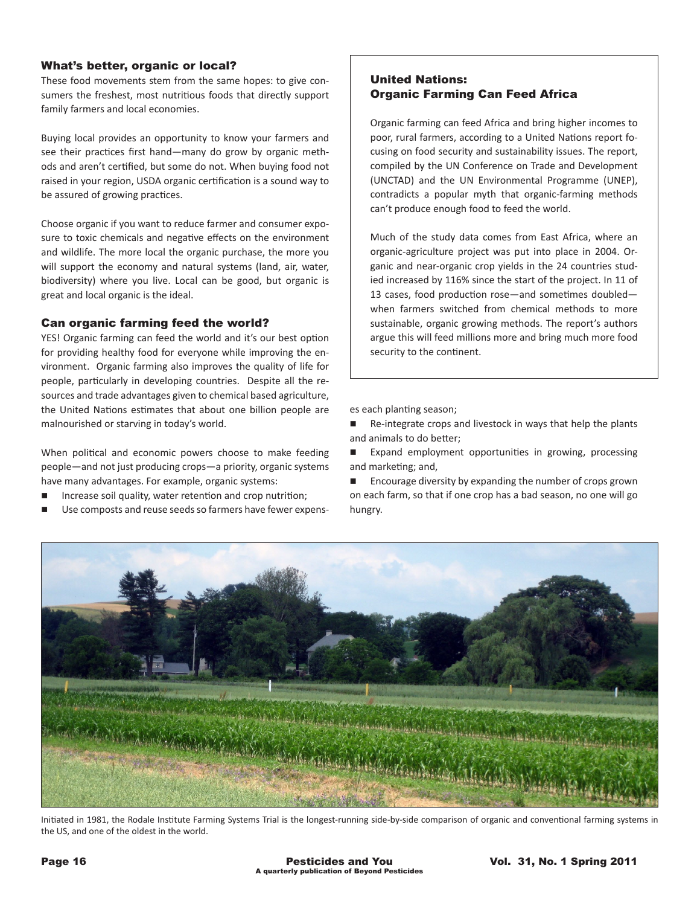## What's better, organic or local?

These food movements stem from the same hopes: to give consumers the freshest, most nutritious foods that directly support family farmers and local economies.

Buying local provides an opportunity to know your farmers and see their practices first hand—many do grow by organic methods and aren't certified, but some do not. When buying food not raised in your region, USDA organic certification is a sound way to be assured of growing practices.

Choose organic if you want to reduce farmer and consumer exposure to toxic chemicals and negative effects on the environment and wildlife. The more local the organic purchase, the more you will support the economy and natural systems (land, air, water, biodiversity) where you live. Local can be good, but organic is great and local organic is the ideal.

## Can organic farming feed the world?

YES! Organic farming can feed the world and it's our best option for providing healthy food for everyone while improving the environment. Organic farming also improves the quality of life for people, particularly in developing countries. Despite all the resources and trade advantages given to chemical based agriculture, the United Nations estimates that about one billion people are malnourished or starving in today's world.

When political and economic powers choose to make feeding people—and not just producing crops—a priority, organic systems have many advantages. For example, organic systems:

- Increase soil quality, water retention and crop nutrition;
- Use composts and reuse seeds so farmers have fewer expenses each planting season;
- Re-integrate crops and livestock in ways that help the plants and animals to do better;
- Expand employment opportunities in growing, processing and marketing; and,
- Encourage diversity by expanding the number of crops grown on each farm, so that if one crop has a bad season, no one will go hungry.

### United Nations: Organic Farming Can Feed Africa

Organic farming can feed Africa and bring higher incomes to poor, rural farmers, according to a United Nations report focusing on food security and sustainability issues. The report, compiled by the UN Conference on Trade and Development (UNCTAD) and the UN Environmental Programme (UNEP), contradicts a popular myth that organic-farming methods can't produce enough food to feed the world.

Much of the study data comes from East Africa, where an organic-agriculture project was put into place in 2004. Organic and near-organic crop yields in the 24 countries studied increased by 116% since the start of the project. In 11 of 13 cases, food production rose—and sometimes doubled—when farmers switched from chemical methods to more sustainable, organic growing methods. The report's authors argue this will feed millions more and bring much more food security to the continent.

Initiated in 1981, the Rodale Institute Farming Systems Trial is the longest-running side-by-side comparison of organic and conventional farming systems in the US, and one of the oldest in the world.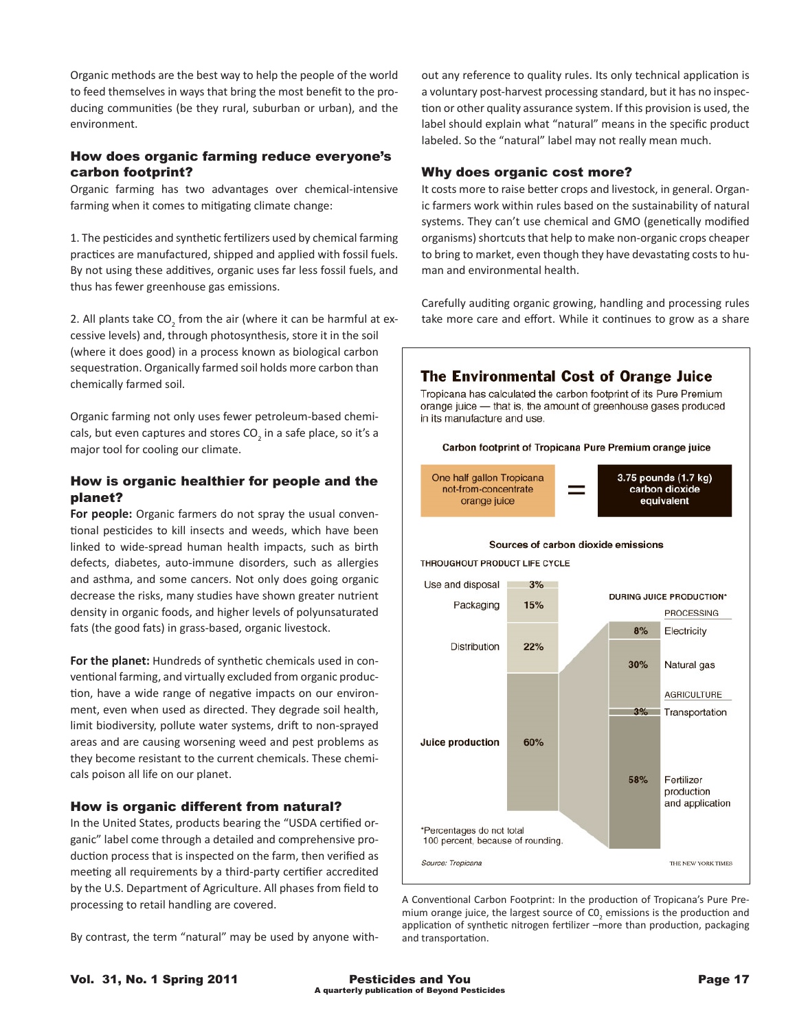Organic methods are the best way to help the people of the world to feed themselves in ways that bring the most benefit to the producing communities (be they rural, suburban or urban), and the environment.

### How does organic farming reduce everyone's carbon footprint?

Organic farming has two advantages over chemical-intensive farming when it comes to mitigating climate change:

1. The pesticides and synthetic fertilizers used by chemical farming practices are manufactured, shipped and applied with fossil fuels. By not using these additives, organic uses far less fossil fuels, and thus has fewer greenhouse gas emissions.

2. All plants take $CO_2$ from the air (where it can be harmful at excessive levels) and, through photosynthesis, store it in the soil (where it does good) in a process known as biological carbon sequestration. Organically farmed soil holds more carbon than chemically farmed soil.

Organic farming not only uses fewer petroleum-based chemicals, but even captures and stores $CO_2$ in a safe place, so it's a major tool for cooling our climate.

### How is organic healthier for people and the planet?

**For people:** Organic farmers do not spray the usual conventional pesticides to kill insects and weeds, which have been linked to wide-spread human health impacts, such as birth defects, diabetes, auto-immune disorders, such as allergies and asthma, and some cancers. Not only does going organic decrease the risks, many studies have shown greater nutrient density in organic foods, and higher levels of polyunsaturated fats (the good fats) in grass-based, organic livestock.

**For the planet:** Hundreds of synthetic chemicals used in conventional farming, and virtually excluded from organic production, have a wide range of negative impacts on our environment, even when used as directed. They degrade soil health, limit biodiversity, pollute water systems, drift to non-sprayed areas and are causing worsening weed and pest problems as they become resistant to the current chemicals. These chemicals poison all life on our planet.

### How is organic different from natural?

In the United States, products bearing the "USDA certified organic" label come through a detailed and comprehensive production process that is inspected on the farm, then verified as meeting all requirements by a third-party certifier accredited by the U.S. Department of Agriculture. All phases from field to processing to retail handling are covered.

By contrast, the term "natural" may be used by anyone without any reference to quality rules. Its only technical application is a voluntary post-harvest processing standard, but it has no inspection or other quality assurance system. If this provision is used, the label should explain what "natural" means in the specific product labeled. So the "natural" label may not really mean much.

### Why does organic cost more?

It costs more to raise better crops and livestock, in general. Organic farmers work within rules based on the sustainability of natural systems. They can't use chemical and GMO (genetically modified organisms) shortcuts that help to make non-organic crops cheaper to bring to market, even though they have devastating costs to human and environmental health.

Carefully auditing organic growing, handling and processing rules take more care and effort. While it continues to grow as a share

**The Environmental Cost of Orange Juice**

Tropicana has calculated the carbon footprint of its Pure Premium orange juice — that is, the amount of greenhouse gases produced in its manufacture and use.

**Carbon footprint of Tropicana Pure Premium orange juice**

One half gallon Tropicana not-from-concentrate orange juice = **3.75 pounds (1.7 kg) carbon dioxide equivalent**

**Sources of carbon dioxide emissions**

THROUGHOUT PRODUCT LIFE CYCLE

| Source | Share |
|---|---|
| Use and disposal | 3% |
| Packaging | 15% |
| Distribution | 22% |
| **Juice production** | 60% |

DURING JUICE PRODUCTION*

| Category | Source | Share |
|---|---|---|
| PROCESSING | Electricity | 8% |
| | Natural gas | 30% |
| AGRICULTURE | Transportation | 3% |
| | Fertilizer production and application | 58% |

*Percentages do not total 100 percent, because of rounding.

*Source: Tropicana*

THE NEW YORK TIMES

A Conventional Carbon Footprint: In the production of Tropicana's Pure Premium orange juice, the largest source of $CO_2$ emissions is the production and application of synthetic nitrogen fertilizer –more than production, packaging and transportation.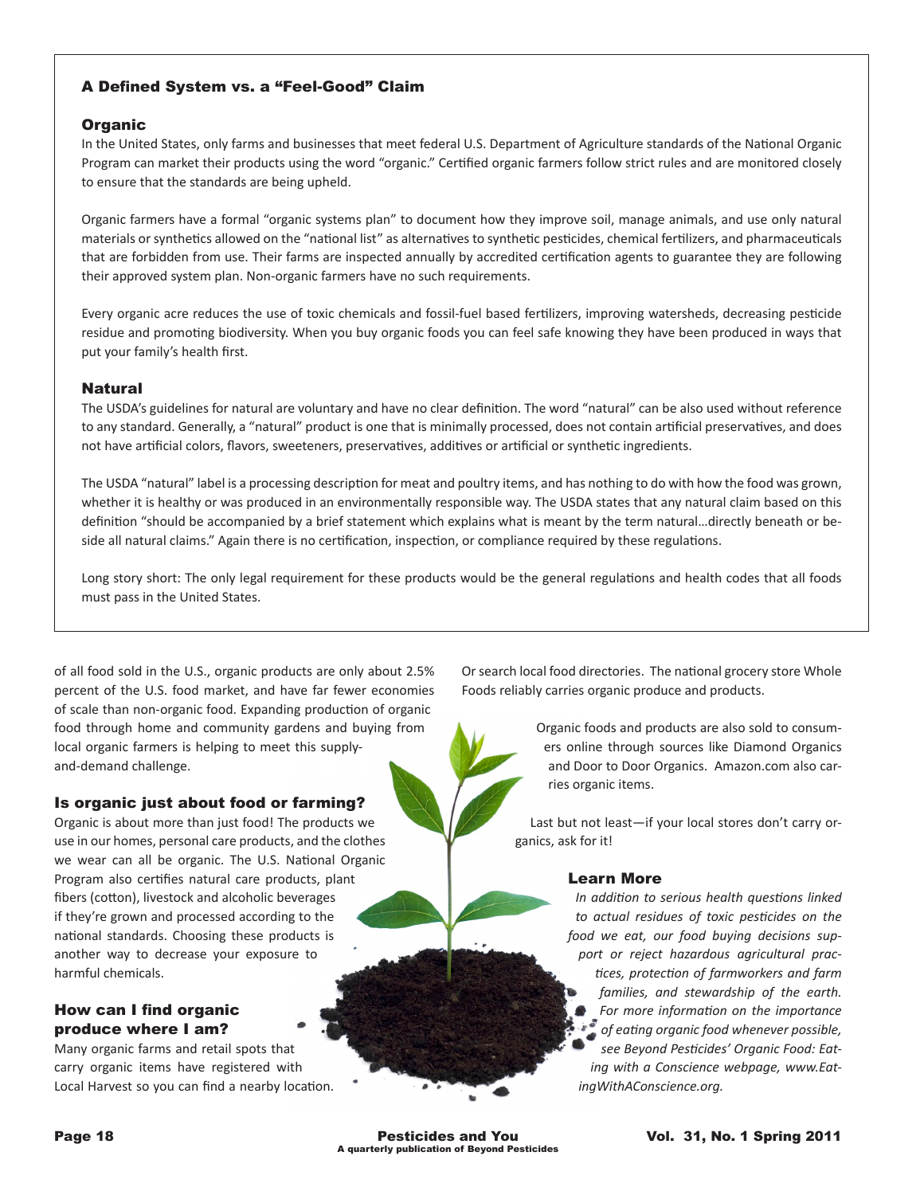## A Defined System vs. a "Feel-Good" Claim

### Organic

In the United States, only farms and businesses that meet federal U.S. Department of Agriculture standards of the National Organic Program can market their products using the word "organic." Certified organic farmers follow strict rules and are monitored closely to ensure that the standards are being upheld.

Organic farmers have a formal "organic systems plan" to document how they improve soil, manage animals, and use only natural materials or synthetics allowed on the "national list" as alternatives to synthetic pesticides, chemical fertilizers, and pharmaceuticals that are forbidden from use. Their farms are inspected annually by accredited certification agents to guarantee they are following their approved system plan. Non-organic farmers have no such requirements.

Every organic acre reduces the use of toxic chemicals and fossil-fuel based fertilizers, improving watersheds, decreasing pesticide residue and promoting biodiversity. When you buy organic foods you can feel safe knowing they have been produced in ways that put your family's health first.

### Natural

The USDA's guidelines for natural are voluntary and have no clear definition. The word "natural" can be also used without reference to any standard. Generally, a "natural" product is one that is minimally processed, does not contain artificial preservatives, and does not have artificial colors, flavors, sweeteners, preservatives, additives or artificial or synthetic ingredients.

The USDA "natural" label is a processing description for meat and poultry items, and has nothing to do with how the food was grown, whether it is healthy or was produced in an environmentally responsible way. The USDA states that any natural claim based on this definition "should be accompanied by a brief statement which explains what is meant by the term natural…directly beneath or beside all natural claims." Again there is no certification, inspection, or compliance required by these regulations.

Long story short: The only legal requirement for these products would be the general regulations and health codes that all foods must pass in the United States.

of all food sold in the U.S., organic products are only about 2.5% percent of the U.S. food market, and have far fewer economies of scale than non-organic food. Expanding production of organic food through home and community gardens and buying from local organic farmers is helping to meet this supply-and-demand challenge.

## Is organic just about food or farming?

Organic is about more than just food! The products we use in our homes, personal care products, and the clothes we wear can all be organic. The U.S. National Organic Program also certifies natural care products, plant fibers (cotton), livestock and alcoholic beverages if they're grown and processed according to the national standards. Choosing these products is another way to decrease your exposure to harmful chemicals.

## How can I find organic produce where I am?

Many organic farms and retail spots that carry organic items have registered with Local Harvest so you can find a nearby location. Or search local food directories. The national grocery store Whole Foods reliably carries organic produce and products.

Organic foods and products are also sold to consumers online through sources like Diamond Organics and Door to Door Organics. Amazon.com also carries organic items.

Last but not least—if your local stores don't carry organics, ask for it!

## Learn More

*In addition to serious health questions linked to actual residues of toxic pesticides on the food we eat, our food buying decisions support or reject hazardous agricultural practices, protection of farmworkers and farm families, and stewardship of the earth. For more information on the importance of eating organic food whenever possible, see Beyond Pesticides' Organic Food: Eating with a Conscience webpage, www.EatingWithAConscience.org.*